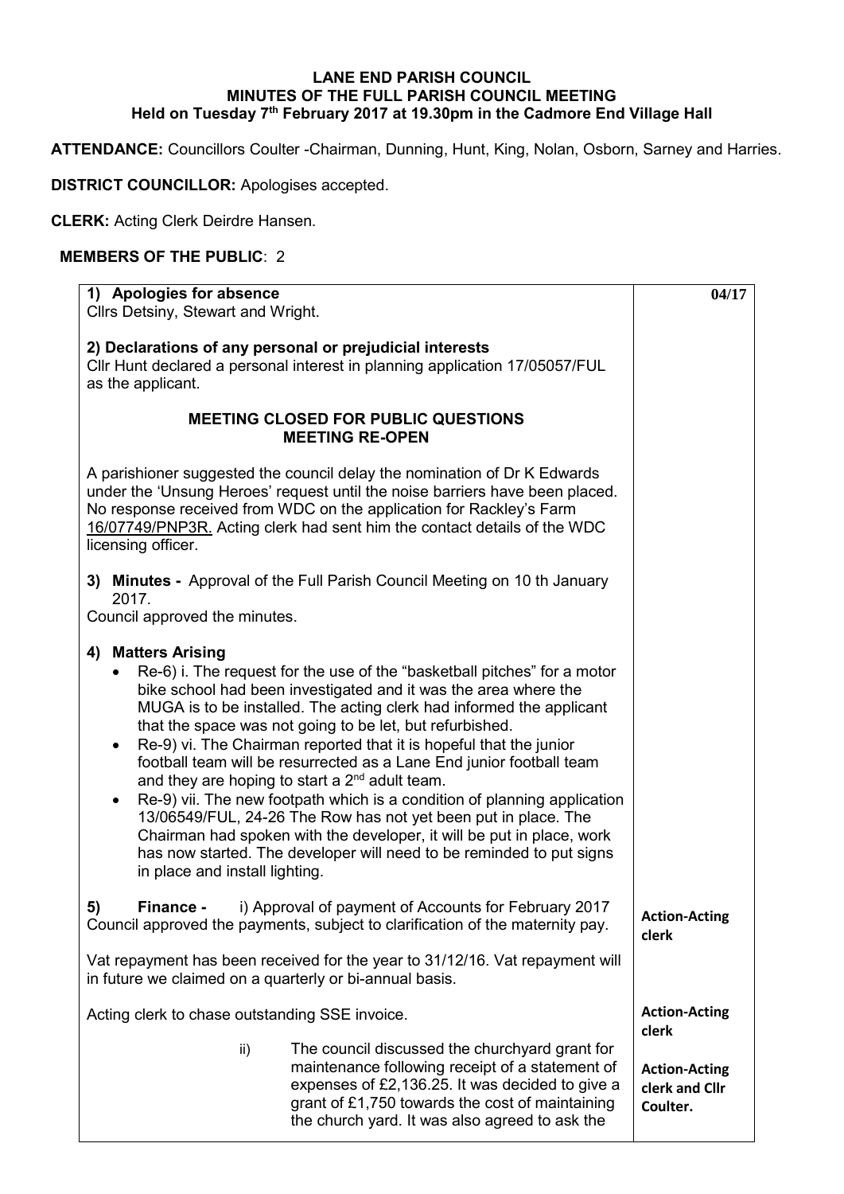# LANE END PARISH COUNCIL
## MINUTES OF THE FULL PARISH COUNCIL MEETING
### Held on Tuesday 7th February 2017 at 19.30pm in the Cadmore End Village Hall

**ATTENDANCE:** Councillors Coulter -Chairman, Dunning, Hunt, King, Nolan, Osborn, Sarney and Harries.

**DISTRICT COUNCILLOR:** Apologises accepted.

**CLERK:** Acting Clerk Deirdre Hansen.

**MEMBERS OF THE PUBLIC**: 2

| | |
|---|---|
| **1) Apologies for absence**<br>Cllrs Detsiny, Stewart and Wright.<br><br>**2) Declarations of any personal or prejudicial interests**<br>Cllr Hunt declared a personal interest in planning application 17/05057/FUL as the applicant.<br><br>**MEETING CLOSED FOR PUBLIC QUESTIONS**<br>**MEETING RE-OPEN**<br><br>A parishioner suggested the council delay the nomination of Dr K Edwards under the 'Unsung Heroes' request until the noise barriers have been placed. No response received from WDC on the application for Rackley's Farm 16/07749/PNP3R. Acting clerk had sent him the contact details of the WDC licensing officer.<br><br>**3) Minutes -** Approval of the Full Parish Council Meeting on 10 th January 2017.<br>Council approved the minutes.<br><br>**4) Matters Arising**<br>• Re-6) i. The request for the use of the "basketball pitches" for a motor bike school had been investigated and it was the area where the MUGA is to be installed. The acting clerk had informed the applicant that the space was not going to be let, but refurbished.<br>• Re-9) vi. The Chairman reported that it is hopeful that the junior football team will be resurrected as a Lane End junior football team and they are hoping to start a 2nd adult team.<br>• Re-9) vii. The new footpath which is a condition of planning application 13/06549/FUL, 24-26 The Row has not yet been put in place. The Chairman had spoken with the developer, it will be put in place, work has now started. The developer will need to be reminded to put signs in place and install lighting. | **04/17** |
| **5) Finance -** i) Approval of payment of Accounts for February 2017<br>Council approved the payments, subject to clarification of the maternity pay. | **Action-Acting clerk** |
| Vat repayment has been received for the year to 31/12/16. Vat repayment will in future we claimed on a quarterly or bi-annual basis. | |
| Acting clerk to chase outstanding SSE invoice. | **Action-Acting clerk** |
| ii) The council discussed the churchyard grant for maintenance following receipt of a statement of expenses of £2,136.25. It was decided to give a grant of £1,750 towards the cost of maintaining the church yard. It was also agreed to ask the | **Action-Acting clerk and Cllr Coulter.** |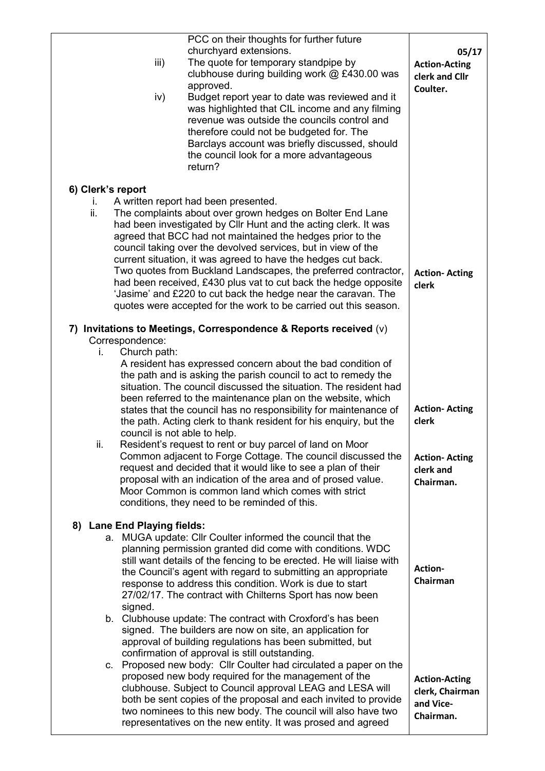| | |
|---|---|
| PCC on their thoughts for further future churchyard extensions.<br>iii) The quote for temporary standpipe by clubhouse during building work @ £430.00 was approved.<br>iv) Budget report year to date was reviewed and it was highlighted that CIL income and any filming revenue was outside the councils control and therefore could not be budgeted for. The Barclays account was briefly discussed, should the council look for a more advantageous return? | **05/17**<br>**Action-Acting clerk and Cllr Coulter.** |
| **6) Clerk's report**<br>i. A written report had been presented.<br>ii. The complaints about over grown hedges on Bolter End Lane had been investigated by Cllr Hunt and the acting clerk. It was agreed that BCC had not maintained the hedges prior to the council taking over the devolved services, but in view of the current situation, it was agreed to have the hedges cut back. Two quotes from Buckland Landscapes, the preferred contractor, had been received, £430 plus vat to cut back the hedge opposite 'Jasime' and £220 to cut back the hedge near the caravan. The quotes were accepted for the work to be carried out this season. | **Action- Acting clerk** |
| **7) Invitations to Meetings, Correspondence & Reports received** (v)<br>Correspondence:<br>i. Church path:<br>A resident has expressed concern about the bad condition of the path and is asking the parish council to act to remedy the situation. The council discussed the situation. The resident had been referred to the maintenance plan on the website, which states that the council has no responsibility for maintenance of the path. Acting clerk to thank resident for his enquiry, but the council is not able to help.<br>ii. Resident's request to rent or buy parcel of land on Moor Common adjacent to Forge Cottage. The council discussed the request and decided that it would like to see a plan of their proposal with an indication of the area and of prosed value. Moor Common is common land which comes with strict conditions, they need to be reminded of this. | **Action- Acting clerk**<br><br>**Action- Acting clerk and Chairman.** |
| **8) Lane End Playing fields:**<br>a. MUGA update: Cllr Coulter informed the council that the planning permission granted did come with conditions. WDC still want details of the fencing to be erected. He will liaise with the Council's agent with regard to submitting an appropriate response to address this condition. Work is due to start 27/02/17. The contract with Chilterns Sport has now been signed.<br>b. Clubhouse update: The contract with Croxford's has been signed. The builders are now on site, an application for approval of building regulations has been submitted, but confirmation of approval is still outstanding.<br>c. Proposed new body: Cllr Coulter had circulated a paper on the proposed new body required for the management of the clubhouse. Subject to Council approval LEAG and LESA will both be sent copies of the proposal and each invited to provide two nominees to this new body. The council will also have two representatives on the new entity. It was prosed and agreed | **Action- Chairman**<br><br>**Action-Acting clerk, Chairman and Vice-Chairman.** |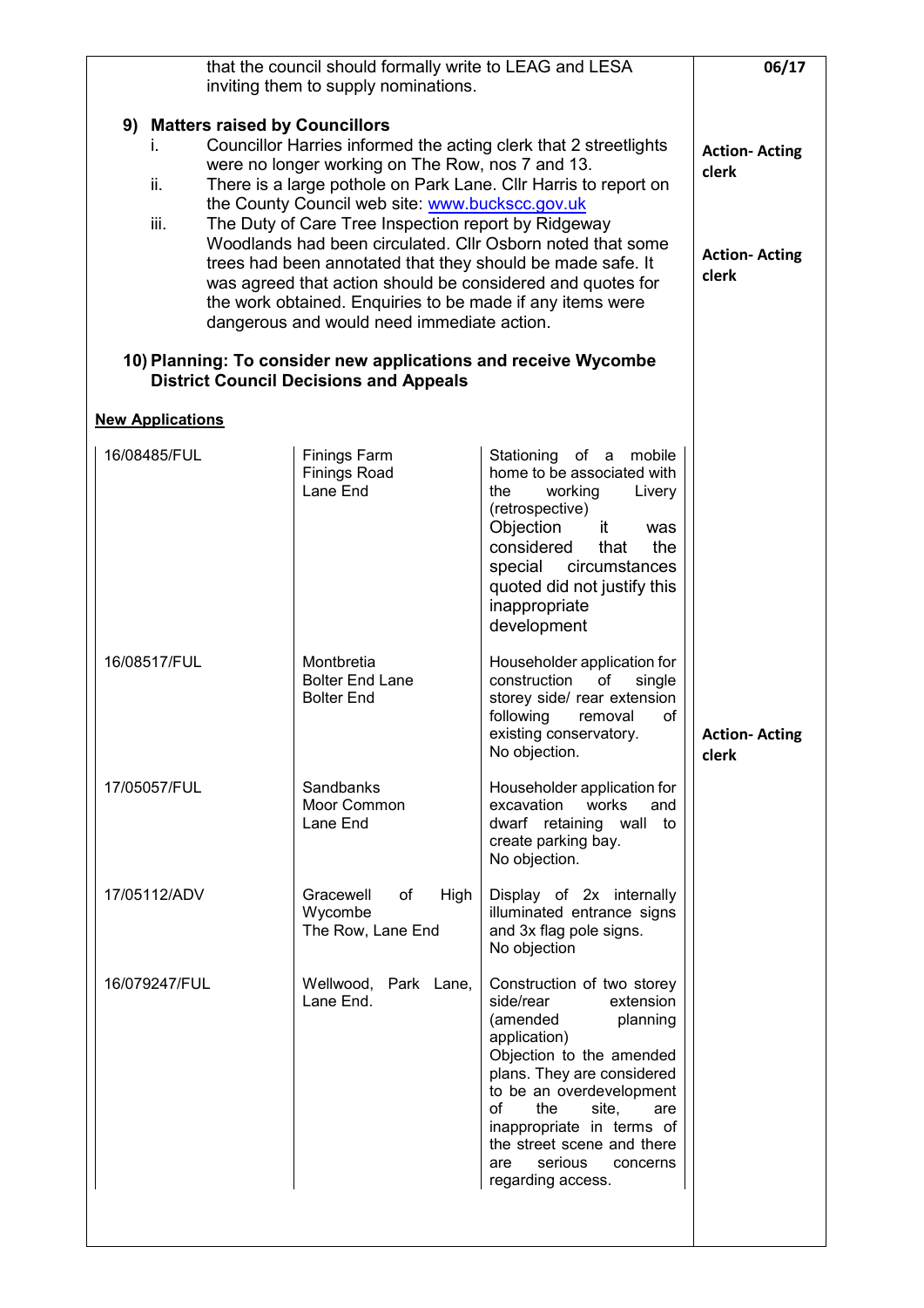that the council should formally write to LEAG and LESA inviting them to supply nominations. **06/17**

**9) Matters raised by Councillors**

i. Councillor Harries informed the acting clerk that 2 streetlights were no longer working on The Row, nos 7 and 13. **Action- Acting clerk**

ii. There is a large pothole on Park Lane. Cllr Harris to report on the County Council web site: www.buckscc.gov.uk

iii. The Duty of Care Tree Inspection report by Ridgeway Woodlands had been circulated. Cllr Osborn noted that some trees had been annotated that they should be made safe. It was agreed that action should be considered and quotes for the work obtained. Enquiries to be made if any items were dangerous and would need immediate action. **Action- Acting clerk**

**10) Planning: To consider new applications and receive Wycombe District Council Decisions and Appeals**

**New Applications**

| Reference | Address | Details |
|---|---|---|
| 16/08485/FUL | Finings Farm Finings Road Lane End | Stationing of a mobile home to be associated with the working Livery (retrospective) Objection it was considered that the special circumstances quoted did not justify this inappropriate development |
| 16/08517/FUL | Montbretia Bolter End Lane Bolter End | Householder application for construction of single storey side/ rear extension following removal of existing conservatory. No objection. |
| 17/05057/FUL | Sandbanks Moor Common Lane End | Householder application for excavation works and dwarf retaining wall to create parking bay. No objection. |
| 17/05112/ADV | Gracewell of High Wycombe The Row, Lane End | Display of 2x internally illuminated entrance signs and 3x flag pole signs. No objection |
| 16/079247/FUL | Wellwood, Park Lane, Lane End. | Construction of two storey side/rear extension (amended planning application) Objection to the amended plans. They are considered to be an overdevelopment of the site, are inappropriate in terms of the street scene and there are serious concerns regarding access. |

**Action- Acting clerk**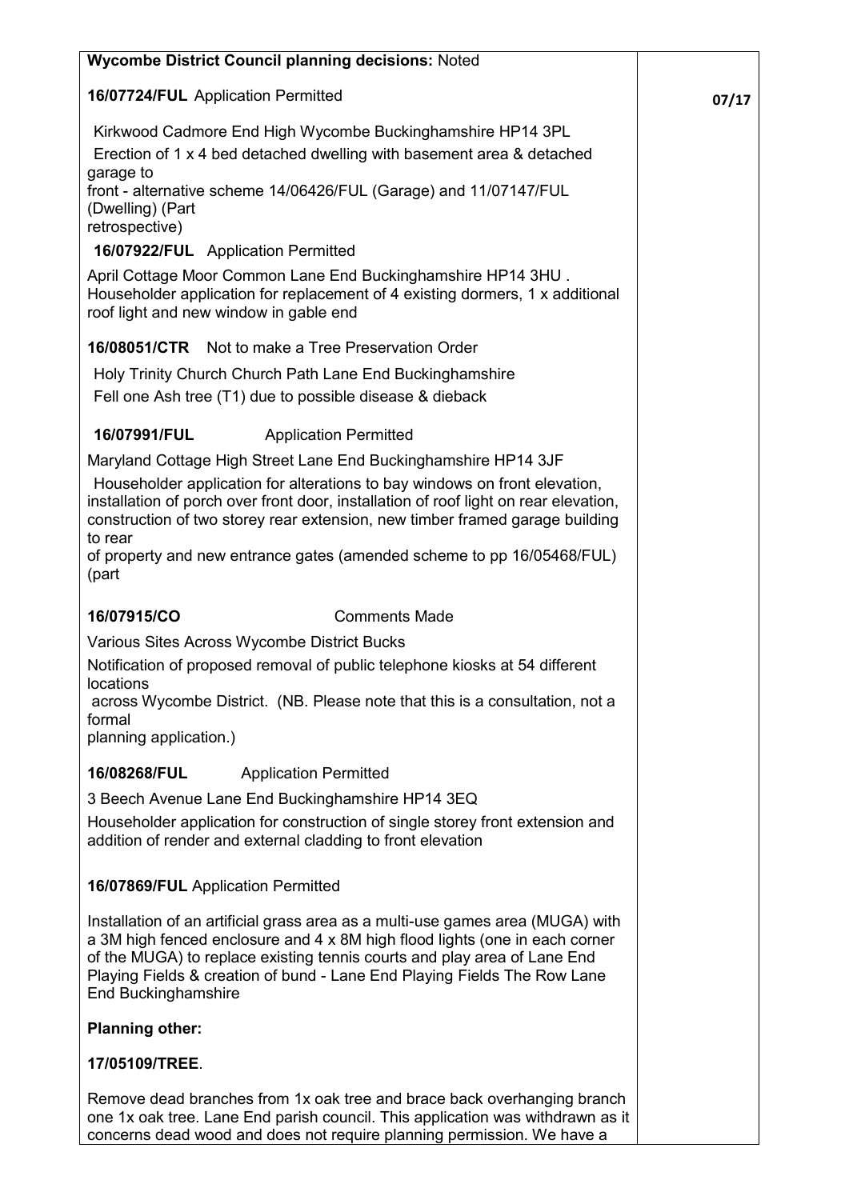| **Wycombe District Council planning decisions:** Noted | |
|---|---|
| **16/07724/FUL** Application Permitted<br><br>Kirkwood Cadmore End High Wycombe Buckinghamshire HP14 3PL<br>Erection of 1 x 4 bed detached dwelling with basement area & detached garage to front - alternative scheme 14/06426/FUL (Garage) and 11/07147/FUL (Dwelling) (Part retrospective)<br><br>**16/07922/FUL** Application Permitted<br><br>April Cottage Moor Common Lane End Buckinghamshire HP14 3HU . Householder application for replacement of 4 existing dormers, 1 x additional roof light and new window in gable end<br><br>**16/08051/CTR** Not to make a Tree Preservation Order<br><br>Holy Trinity Church Church Path Lane End Buckinghamshire<br>Fell one Ash tree (T1) due to possible disease & dieback<br><br>**16/07991/FUL** Application Permitted<br><br>Maryland Cottage High Street Lane End Buckinghamshire HP14 3JF<br>Householder application for alterations to bay windows on front elevation, installation of porch over front door, installation of roof light on rear elevation, construction of two storey rear extension, new timber framed garage building to rear of property and new entrance gates (amended scheme to pp 16/05468/FUL) (part<br><br>**16/07915/CO** Comments Made<br><br>Various Sites Across Wycombe District Bucks<br>Notification of proposed removal of public telephone kiosks at 54 different locations across Wycombe District. (NB. Please note that this is a consultation, not a formal planning application.)<br><br>**16/08268/FUL** Application Permitted<br><br>3 Beech Avenue Lane End Buckinghamshire HP14 3EQ<br>Householder application for construction of single storey front extension and addition of render and external cladding to front elevation<br><br>**16/07869/FUL** Application Permitted<br><br>Installation of an artificial grass area as a multi-use games area (MUGA) with a 3M high fenced enclosure and 4 x 8M high flood lights (one in each corner of the MUGA) to replace existing tennis courts and play area of Lane End Playing Fields & creation of bund - Lane End Playing Fields The Row Lane End Buckinghamshire<br><br>**Planning other:**<br><br>**17/05109/TREE**.<br><br>Remove dead branches from 1x oak tree and brace back overhanging branch one 1x oak tree. Lane End parish council. This application was withdrawn as it concerns dead wood and does not require planning permission. We have a | **07/17** |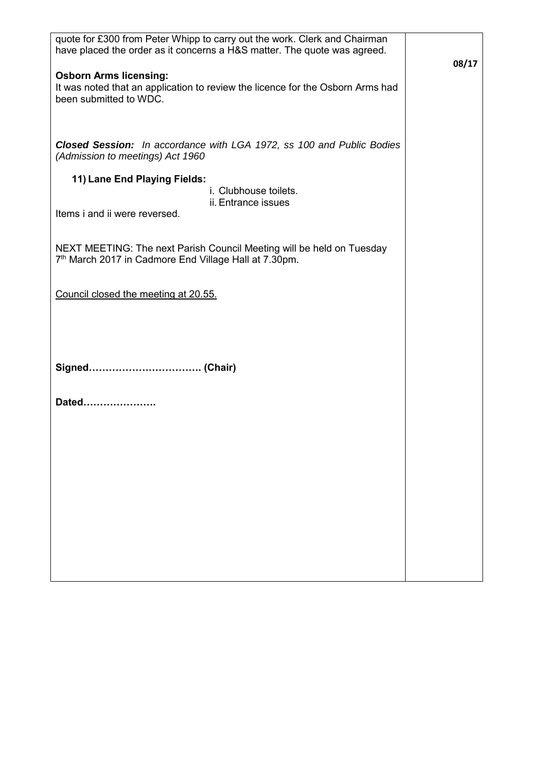quote for £300 from Peter Whipp to carry out the work. Clerk and Chairman have placed the order as it concerns a H&S matter. The quote was agreed.

**08/17**

**Osborn Arms licensing:**
It was noted that an application to review the licence for the Osborn Arms had been submitted to WDC.

***Closed Session:*** *In accordance with LGA 1972, ss 100 and Public Bodies (Admission to meetings) Act 1960*

**11) Lane End Playing Fields:**

i. Clubhouse toilets.
ii. Entrance issues

Items i and ii were reversed.

NEXT MEETING: The next Parish Council Meeting will be held on Tuesday 7th March 2017 in Cadmore End Village Hall at 7.30pm.

Council closed the meeting at 20.55.

**Signed……………………………. (Chair)**

**Dated………………….**